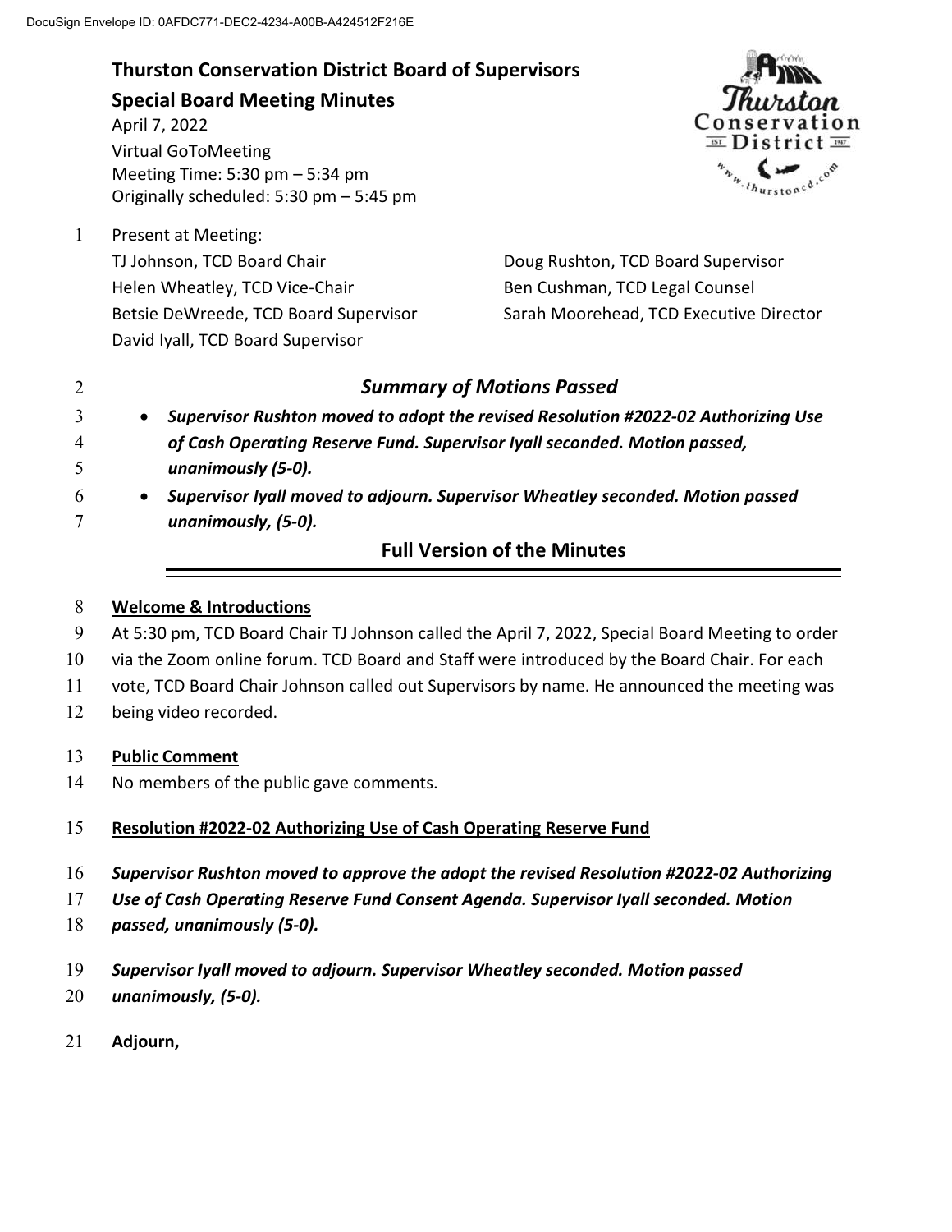DocuSign Envelope ID: 0AFDC771-DEC2-4234-A00B-A424512F216E

# Thurston Conservation District Board of Supervisors

## Special Board Meeting Minutes

April 7, 2022
Virtual GoToMeeting
Meeting Time: 5:30 pm – 5:34 pm
Originally scheduled: 5:30 pm – 5:45 pm

Present at Meeting:

TJ Johnson, TCD Board Chair
Helen Wheatley, TCD Vice-Chair
Betsie DeWreede, TCD Board Supervisor
David Iyall, TCD Board Supervisor
Doug Rushton, TCD Board Supervisor
Ben Cushman, TCD Legal Counsel
Sarah Moorehead, TCD Executive Director

## *Summary of Motions Passed*

- ***Supervisor Rushton moved to adopt the revised Resolution #2022-02 Authorizing Use of Cash Operating Reserve Fund. Supervisor Iyall seconded. Motion passed, unanimously (5-0).***
- ***Supervisor Iyall moved to adjourn. Supervisor Wheatley seconded. Motion passed unanimously, (5-0).***

## Full Version of the Minutes

**Welcome & Introductions**

At 5:30 pm, TCD Board Chair TJ Johnson called the April 7, 2022, Special Board Meeting to order via the Zoom online forum. TCD Board and Staff were introduced by the Board Chair. For each vote, TCD Board Chair Johnson called out Supervisors by name. He announced the meeting was being video recorded.

**Public Comment**

No members of the public gave comments.

**Resolution #2022-02 Authorizing Use of Cash Operating Reserve Fund**

***Supervisor Rushton moved to approve the adopt the revised Resolution #2022-02 Authorizing Use of Cash Operating Reserve Fund Consent Agenda. Supervisor Iyall seconded. Motion passed, unanimously (5-0).***

***Supervisor Iyall moved to adjourn. Supervisor Wheatley seconded. Motion passed unanimously, (5-0).***

**Adjourn,**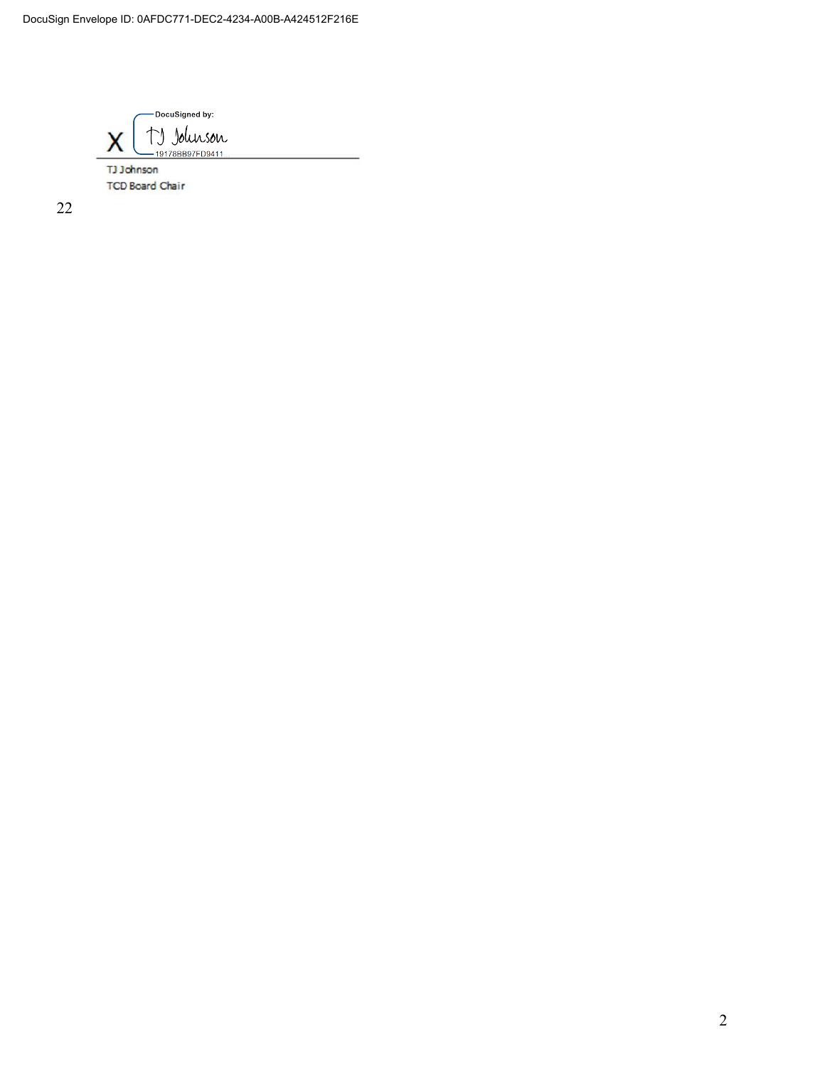DocuSigned by:

X TJ Johnson

19178BB97FD9411...

TJ Johnson

TCD Board Chair

22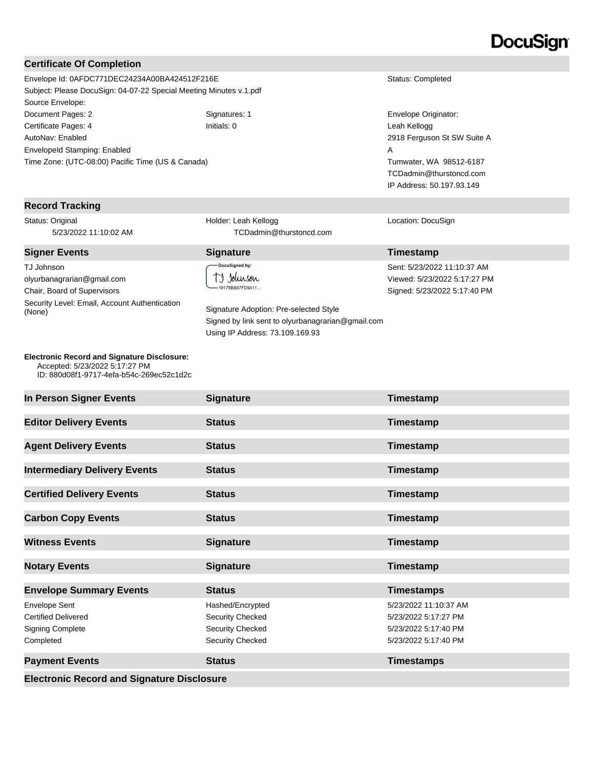DocuSign

## Certificate Of Completion

| | | |
|---|---|---|
| Envelope Id: 0AFDC771DEC24234A00BA424512F216E | | Status: Completed |
| Subject: Please DocuSign: 04-07-22 Special Meeting Minutes v.1.pdf | | |
| Source Envelope: | | |
| Document Pages: 2 | Signatures: 1 | Envelope Originator: |
| Certificate Pages: 4 | Initials: 0 | Leah Kellogg |
| AutoNav: Enabled | | 2918 Ferguson St SW Suite A |
| EnvelopeId Stamping: Enabled | | A |
| Time Zone: (UTC-08:00) Pacific Time (US & Canada) | | Tumwater, WA 98512-6187 |
| | | TCDadmin@thurstoncd.com |
| | | IP Address: 50.197.93.149 |

## Record Tracking

| | | |
|---|---|---|
| Status: Original<br>5/23/2022 11:10:02 AM | Holder: Leah Kellogg<br>TCDadmin@thurstoncd.com | Location: DocuSign |

| Signer Events | Signature | Timestamp |
|---|---|---|
| TJ Johnson<br>olyurbanagrarian@gmail.com<br>Chair, Board of Supervisors<br>Security Level: Email, Account Authentication (None) | DocuSigned by:<br>TJ Johnson<br>19178BB97FD9411...<br><br>Signature Adoption: Pre-selected Style<br>Signed by link sent to olyurbanagrarian@gmail.com<br>Using IP Address: 73.109.169.93 | Sent: 5/23/2022 11:10:37 AM<br>Viewed: 5/23/2022 5:17:27 PM<br>Signed: 5/23/2022 5:17:40 PM |

**Electronic Record and Signature Disclosure:**
Accepted: 5/23/2022 5:17:27 PM
ID: 880d08f1-9717-4efa-b54c-269ec52c1d2c

| In Person Signer Events | Signature | Timestamp |
|---|---|---|

| Editor Delivery Events | Status | Timestamp |
|---|---|---|

| Agent Delivery Events | Status | Timestamp |
|---|---|---|

| Intermediary Delivery Events | Status | Timestamp |
|---|---|---|

| Certified Delivery Events | Status | Timestamp |
|---|---|---|

| Carbon Copy Events | Status | Timestamp |
|---|---|---|

| Witness Events | Signature | Timestamp |
|---|---|---|

| Notary Events | Signature | Timestamp |
|---|---|---|

| Envelope Summary Events | Status | Timestamps |
|---|---|---|
| Envelope Sent | Hashed/Encrypted | 5/23/2022 11:10:37 AM |
| Certified Delivered | Security Checked | 5/23/2022 5:17:27 PM |
| Signing Complete | Security Checked | 5/23/2022 5:17:40 PM |
| Completed | Security Checked | 5/23/2022 5:17:40 PM |

| Payment Events | Status | Timestamps |
|---|---|---|

## Electronic Record and Signature Disclosure